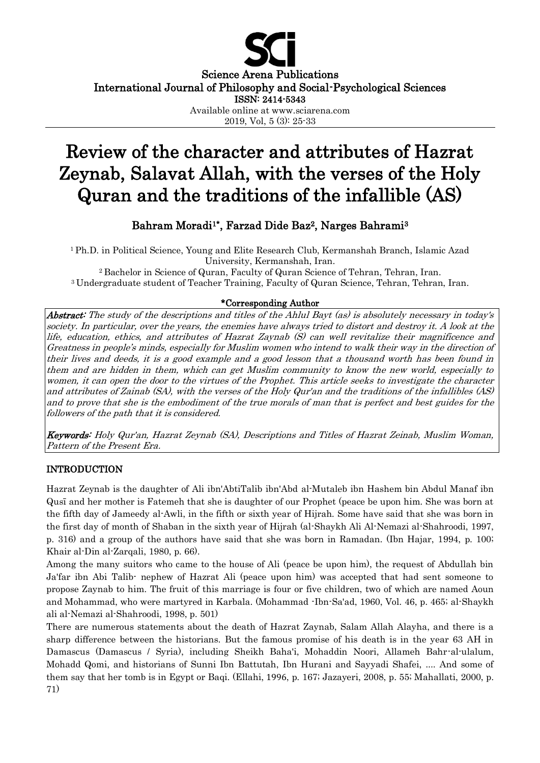Science Arena Publications
International Journal of Philosophy and Social-Psychological Sciences
ISSN: 2414-5343
Available online at www.sciarena.com
2019, Vol, 5 (3): 25-33

# Review of the character and attributes of Hazrat Zeynab, Salavat Allah, with the verses of the Holy Quran and the traditions of the infallible (AS)

**Bahram Moradi[1]*, Farzad Dide Baz[2], Narges Bahrami[3]**

[1] Ph.D. in Political Science, Young and Elite Research Club, Kermanshah Branch, Islamic Azad University, Kermanshah, Iran.
[2] Bachelor in Science of Quran, Faculty of Quran Science of Tehran, Tehran, Iran.
[3] Undergraduate student of Teacher Training, Faculty of Quran Science, Tehran, Iran.

**\*Corresponding Author**

***Abstract:*** *The study of the descriptions and titles of the Ahlul Bayt (as) is absolutely necessary in today's society. In particular, over the years, the enemies have always tried to distort and destroy it. A look at the life, education, ethics, and attributes of Hazrat Zaynab (S) can well revitalize their magnificence and Greatness in people's minds, especially for Muslim women who intend to walk their way in the direction of their lives and deeds, it is a good example and a good lesson that a thousand worth has been found in them and are hidden in them, which can get Muslim community to know the new world, especially to women, it can open the door to the virtues of the Prophet. This article seeks to investigate the character and attributes of Zainab (SA), with the verses of the Holy Qur'an and the traditions of the infallibles (AS) and to prove that she is the embodiment of the true morals of man that is perfect and best guides for the followers of the path that it is considered.*

***Keywords:*** *Holy Qur'an, Hazrat Zeynab (SA), Descriptions and Titles of Hazrat Zeinab, Muslim Woman, Pattern of the Present Era.*

## INTRODUCTION

Hazrat Zeynab is the daughter of Ali ibn'AbtiTalib ibn'Abd al-Mutaleb ibn Hashem bin Abdul Manaf ibn Qusī and her mother is Fatemeh that she is daughter of our Prophet (peace be upon him. She was born at the fifth day of Jameedy al-Awli, in the fifth or sixth year of Hijrah. Some have said that she was born in the first day of month of Shaban in the sixth year of Hijrah (al-Shaykh Ali Al-Nemazi al-Shahroodi, 1997, p. 316) and a group of the authors have said that she was born in Ramadan. (Ibn Hajar, 1994, p. 100; Khair al-Din al-Zarqali, 1980, p. 66).

Among the many suitors who came to the house of Ali (peace be upon him), the request of Abdullah bin Ja'far ibn Abi Talib- nephew of Hazrat Ali (peace upon him) was accepted that had sent someone to propose Zaynab to him. The fruit of this marriage is four or five children, two of which are named Aoun and Mohammad, who were martyred in Karbala. (Mohammad -Ibn-Sa'ad, 1960, Vol. 46, p. 465; al-Shaykh ali al-Nemazi al-Shahroodi, 1998, p. 501)

There are numerous statements about the death of Hazrat Zaynab, Salam Allah Alayha, and there is a sharp difference between the historians. But the famous promise of his death is in the year 63 AH in Damascus (Damascus / Syria), including Sheikh Baha'i, Mohaddin Noori, Allameh Bahr-al-ulalum, Mohadd Qomi, and historians of Sunni Ibn Battutah, Ibn Hurani and Sayyadi Shafei, .... And some of them say that her tomb is in Egypt or Baqi. (Ellahi, 1996, p. 167; Jazayeri, 2008, p. 55; Mahallati, 2000, p. 71)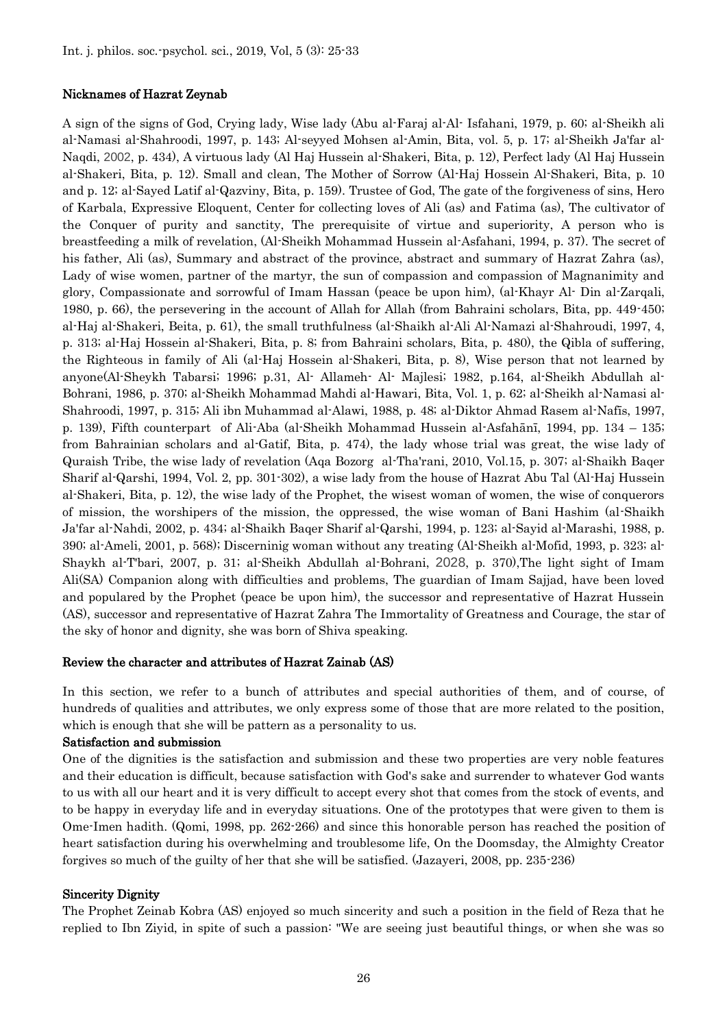### Nicknames of Hazrat Zeynab

A sign of the signs of God, Crying lady, Wise lady (Abu al-Faraj al-Al- Isfahani, 1979, p. 60; al-Sheikh ali al-Namasi al-Shahroodi, 1997, p. 143; Al-seyyed Mohsen al-Amin, Bita, vol. 5, p. 17; al-Sheikh Ja'far al-Naqdi, 2002, p. 434), A virtuous lady (Al Haj Hussein al-Shakeri, Bita, p. 12), Perfect lady (Al Haj Hussein al-Shakeri, Bita, p. 12). Small and clean, The Mother of Sorrow (Al-Haj Hossein Al-Shakeri, Bita, p. 10 and p. 12; al-Sayed Latif al-Qazviny, Bita, p. 159). Trustee of God, The gate of the forgiveness of sins, Hero of Karbala, Expressive Eloquent, Center for collecting loves of Ali (as) and Fatima (as), The cultivator of the Conquer of purity and sanctity, The prerequisite of virtue and superiority, A person who is breastfeeding a milk of revelation, (Al-Sheikh Mohammad Hussein al-Asfahani, 1994, p. 37). The secret of his father, Ali (as), Summary and abstract of the province, abstract and summary of Hazrat Zahra (as), Lady of wise women, partner of the martyr, the sun of compassion and compassion of Magnanimity and glory, Compassionate and sorrowful of Imam Hassan (peace be upon him), (al-Khayr Al- Din al-Zarqali, 1980, p. 66), the persevering in the account of Allah for Allah (from Bahraini scholars, Bita, pp. 449-450; al-Haj al-Shakeri, Beita, p. 61), the small truthfulness (al-Shaikh al-Ali Al-Namazi al-Shahroudi, 1997, 4, p. 313; al-Haj Hossein al-Shakeri, Bita, p. 8; from Bahraini scholars, Bita, p. 480), the Qibla of suffering, the Righteous in family of Ali (al-Haj Hossein al-Shakeri, Bita, p. 8), Wise person that not learned by anyone(Al-Sheykh Tabarsi; 1996; p.31, Al- Allameh- Al- Majlesi; 1982, p.164, al-Sheikh Abdullah al-Bohrani, 1986, p. 370; al-Sheikh Mohammad Mahdi al-Hawari, Bita, Vol. 1, p. 62; al-Sheikh al-Namasi al-Shahroodi, 1997, p. 315; Ali ibn Muhammad al-Alawi, 1988, p. 48; al-Diktor Ahmad Rasem al-Nafīs, 1997, p. 139), Fifth counterpart of Ali-Aba (al-Sheikh Mohammad Hussein al-Asfahānī, 1994, pp. 134 – 135; from Bahrainian scholars and al-Gatif, Bita, p. 474), the lady whose trial was great, the wise lady of Quraish Tribe, the wise lady of revelation (Aqa Bozorg al-Tha'rani, 2010, Vol.15, p. 307; al-Shaikh Baqer Sharif al-Qarshi, 1994, Vol. 2, pp. 301-302), a wise lady from the house of Hazrat Abu Tal (Al-Haj Hussein al-Shakeri, Bita, p. 12), the wise lady of the Prophet, the wisest woman of women, the wise of conquerors of mission, the worshipers of the mission, the oppressed, the wise woman of Bani Hashim (al-Shaikh Ja'far al-Nahdi, 2002, p. 434; al-Shaikh Baqer Sharif al-Qarshi, 1994, p. 123; al-Sayid al-Marashi, 1988, p. 390; al-Ameli, 2001, p. 568); Discerninig woman without any treating (Al-Sheikh al-Mofid, 1993, p. 323; al-Shaykh al-T'bari, 2007, p. 31; al-Sheikh Abdullah al-Bohrani, 2028, p. 370),The light sight of Imam Ali(SA) Companion along with difficulties and problems, The guardian of Imam Sajjad, have been loved and populared by the Prophet (peace be upon him), the successor and representative of Hazrat Hussein (AS), successor and representative of Hazrat Zahra The Immortality of Greatness and Courage, the star of the sky of honor and dignity, she was born of Shiva speaking.

### Review the character and attributes of Hazrat Zainab (AS)

In this section, we refer to a bunch of attributes and special authorities of them, and of course, of hundreds of qualities and attributes, we only express some of those that are more related to the position, which is enough that she will be pattern as a personality to us.

#### Satisfaction and submission

One of the dignities is the satisfaction and submission and these two properties are very noble features and their education is difficult, because satisfaction with God's sake and surrender to whatever God wants to us with all our heart and it is very difficult to accept every shot that comes from the stock of events, and to be happy in everyday life and in everyday situations. One of the prototypes that were given to them is Ome-Imen hadith. (Qomi, 1998, pp. 262-266) and since this honorable person has reached the position of heart satisfaction during his overwhelming and troublesome life, On the Doomsday, the Almighty Creator forgives so much of the guilty of her that she will be satisfied. (Jazayeri, 2008, pp. 235-236)

#### Sincerity Dignity

The Prophet Zeinab Kobra (AS) enjoyed so much sincerity and such a position in the field of Reza that he replied to Ibn Ziyid, in spite of such a passion: "We are seeing just beautiful things, or when she was so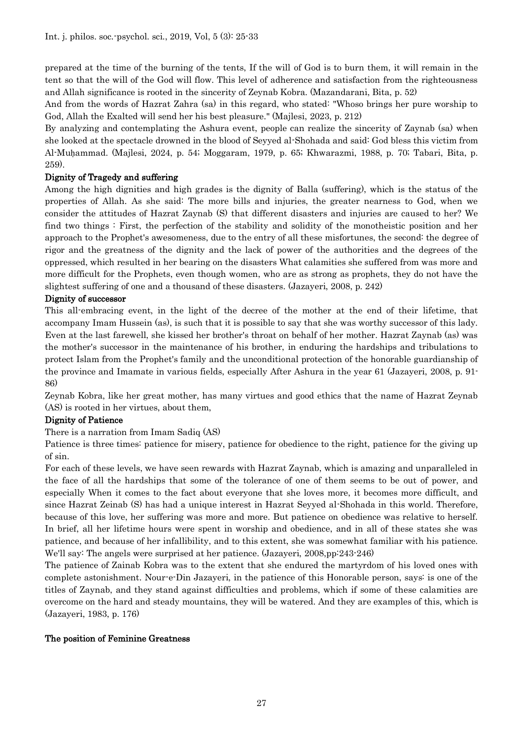prepared at the time of the burning of the tents, If the will of God is to burn them, it will remain in the tent so that the will of the God will flow. This level of adherence and satisfaction from the righteousness and Allah significance is rooted in the sincerity of Zeynab Kobra. (Mazandarani, Bita, p. 52)

And from the words of Hazrat Zahra (sa) in this regard, who stated: "Whoso brings her pure worship to God, Allah the Exalted will send her his best pleasure." (Majlesi, 2023, p. 212)

By analyzing and contemplating the Ashura event, people can realize the sincerity of Zaynab (sa) when she looked at the spectacle drowned in the blood of Seyyed al-Shohada and said: God bless this victim from Al-Muḥammad. (Majlesi, 2024, p. 54; Moggaram, 1979, p. 65; Khwarazmi, 1988, p. 70; Tabari, Bita, p. 259).

### Dignity of Tragedy and suffering

Among the high dignities and high grades is the dignity of Balla (suffering), which is the status of the properties of Allah. As she said: The more bills and injuries, the greater nearness to God, when we consider the attitudes of Hazrat Zaynab (S) that different disasters and injuries are caused to her? We find two things : First, the perfection of the stability and solidity of the monotheistic position and her approach to the Prophet's awesomeness, due to the entry of all these misfortunes, the second: the degree of rigor and the greatness of the dignity and the lack of power of the authorities and the degrees of the oppressed, which resulted in her bearing on the disasters What calamities she suffered from was more and more difficult for the Prophets, even though women, who are as strong as prophets, they do not have the slightest suffering of one and a thousand of these disasters. (Jazayeri, 2008, p. 242)

### Dignity of successor

This all-embracing event, in the light of the decree of the mother at the end of their lifetime, that accompany Imam Hussein (as), is such that it is possible to say that she was worthy successor of this lady. Even at the last farewell, she kissed her brother's throat on behalf of her mother. Hazrat Zaynab (as) was the mother's successor in the maintenance of his brother, in enduring the hardships and tribulations to protect Islam from the Prophet's family and the unconditional protection of the honorable guardianship of the province and Imamate in various fields, especially After Ashura in the year 61 (Jazayeri, 2008, p. 91-86)

Zeynab Kobra, like her great mother, has many virtues and good ethics that the name of Hazrat Zeynab (AS) is rooted in her virtues, about them,

### Dignity of Patience

There is a narration from Imam Sadiq (AS)

Patience is three times: patience for misery, patience for obedience to the right, patience for the giving up of sin.

For each of these levels, we have seen rewards with Hazrat Zaynab, which is amazing and unparalleled in the face of all the hardships that some of the tolerance of one of them seems to be out of power, and especially When it comes to the fact about everyone that she loves more, it becomes more difficult, and since Hazrat Zeinab (S) has had a unique interest in Hazrat Seyyed al-Shohada in this world. Therefore, because of this love, her suffering was more and more. But patience on obedience was relative to herself. In brief, all her lifetime hours were spent in worship and obedience, and in all of these states she was patience, and because of her infallibility, and to this extent, she was somewhat familiar with his patience. We'll say: The angels were surprised at her patience. (Jazayeri, 2008,pp:243-246)

The patience of Zainab Kobra was to the extent that she endured the martyrdom of his loved ones with complete astonishment. Nour-e-Din Jazayeri, in the patience of this Honorable person, says: is one of the titles of Zaynab, and they stand against difficulties and problems, which if some of these calamities are overcome on the hard and steady mountains, they will be watered. And they are examples of this, which is (Jazayeri, 1983, p. 176)

### The position of Feminine Greatness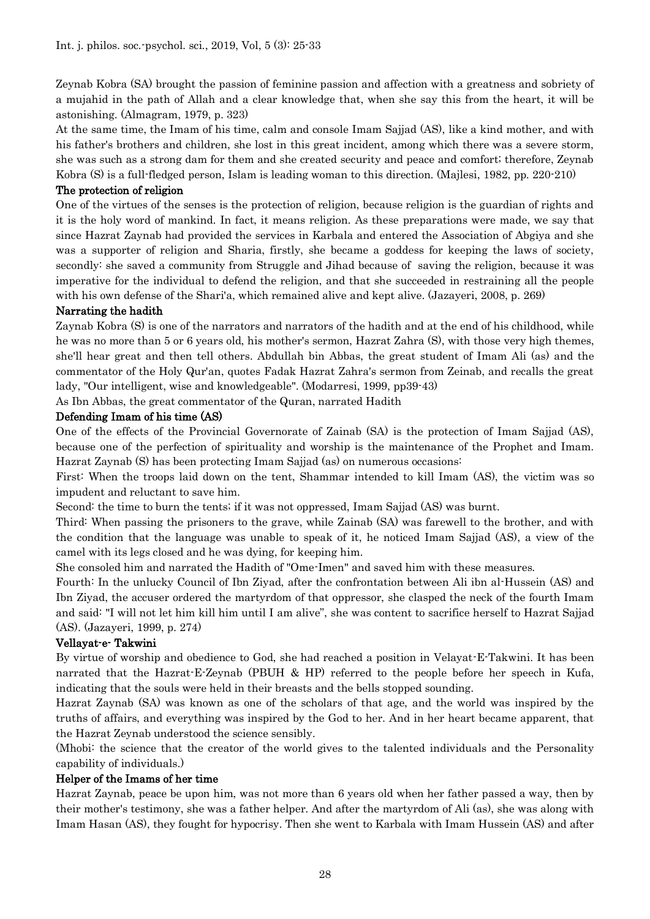Zeynab Kobra (SA) brought the passion of feminine passion and affection with a greatness and sobriety of a mujahid in the path of Allah and a clear knowledge that, when she say this from the heart, it will be astonishing. (Almagram, 1979, p. 323)

At the same time, the Imam of his time, calm and console Imam Sajjad (AS), like a kind mother, and with his father's brothers and children, she lost in this great incident, among which there was a severe storm, she was such as a strong dam for them and she created security and peace and comfort; therefore, Zeynab Kobra (S) is a full-fledged person, Islam is leading woman to this direction. (Majlesi, 1982, pp. 220-210)

## The protection of religion

One of the virtues of the senses is the protection of religion, because religion is the guardian of rights and it is the holy word of mankind. In fact, it means religion. As these preparations were made, we say that since Hazrat Zaynab had provided the services in Karbala and entered the Association of Abgiya and she was a supporter of religion and Sharia, firstly, she became a goddess for keeping the laws of society, secondly: she saved a community from Struggle and Jihad because of saving the religion, because it was imperative for the individual to defend the religion, and that she succeeded in restraining all the people with his own defense of the Shari'a, which remained alive and kept alive. (Jazayeri, 2008, p. 269)

## Narrating the hadith

Zaynab Kobra (S) is one of the narrators and narrators of the hadith and at the end of his childhood, while he was no more than 5 or 6 years old, his mother's sermon, Hazrat Zahra (S), with those very high themes, she'll hear great and then tell others. Abdullah bin Abbas, the great student of Imam Ali (as) and the commentator of the Holy Qur'an, quotes Fadak Hazrat Zahra's sermon from Zeinab, and recalls the great lady, "Our intelligent, wise and knowledgeable". (Modarresi, 1999, pp39-43)

As Ibn Abbas, the great commentator of the Quran, narrated Hadith

## Defending Imam of his time (AS)

One of the effects of the Provincial Governorate of Zainab (SA) is the protection of Imam Sajjad (AS), because one of the perfection of spirituality and worship is the maintenance of the Prophet and Imam. Hazrat Zaynab (S) has been protecting Imam Sajjad (as) on numerous occasions:

First: When the troops laid down on the tent, Shammar intended to kill Imam (AS), the victim was so impudent and reluctant to save him.

Second: the time to burn the tents; if it was not oppressed, Imam Sajjad (AS) was burnt.

Third: When passing the prisoners to the grave, while Zainab (SA) was farewell to the brother, and with the condition that the language was unable to speak of it, he noticed Imam Sajjad (AS), a view of the camel with its legs closed and he was dying, for keeping him.

She consoled him and narrated the Hadith of "Ome-Imen" and saved him with these measures.

Fourth: In the unlucky Council of Ibn Ziyad, after the confrontation between Ali ibn al-Hussein (AS) and Ibn Ziyad, the accuser ordered the martyrdom of that oppressor, she clasped the neck of the fourth Imam and said: "I will not let him kill him until I am alive", she was content to sacrifice herself to Hazrat Sajjad (AS). (Jazayeri, 1999, p. 274)

## Vellayat-e- Takwini

By virtue of worship and obedience to God, she had reached a position in Velayat-E-Takwini. It has been narrated that the Hazrat-E-Zeynab (PBUH & HP) referred to the people before her speech in Kufa, indicating that the souls were held in their breasts and the bells stopped sounding.

Hazrat Zaynab (SA) was known as one of the scholars of that age, and the world was inspired by the truths of affairs, and everything was inspired by the God to her. And in her heart became apparent, that the Hazrat Zeynab understood the science sensibly.

(Mhobi: the science that the creator of the world gives to the talented individuals and the Personality capability of individuals.)

## Helper of the Imams of her time

Hazrat Zaynab, peace be upon him, was not more than 6 years old when her father passed a way, then by their mother's testimony, she was a father helper. And after the martyrdom of Ali (as), she was along with Imam Hasan (AS), they fought for hypocrisy. Then she went to Karbala with Imam Hussein (AS) and after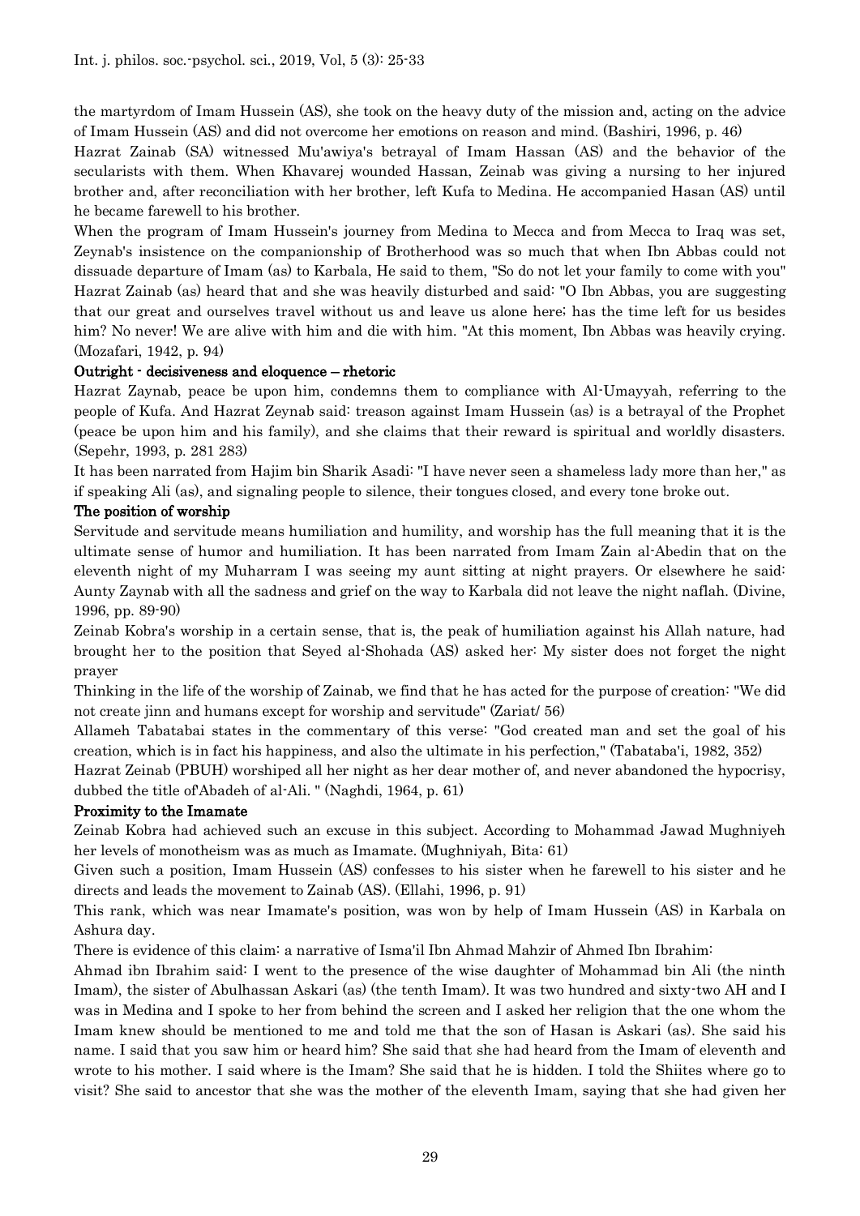the martyrdom of Imam Hussein (AS), she took on the heavy duty of the mission and, acting on the advice of Imam Hussein (AS) and did not overcome her emotions on reason and mind. (Bashiri, 1996, p. 46)

Hazrat Zainab (SA) witnessed Mu'awiya's betrayal of Imam Hassan (AS) and the behavior of the secularists with them. When Khavarej wounded Hassan, Zeinab was giving a nursing to her injured brother and, after reconciliation with her brother, left Kufa to Medina. He accompanied Hasan (AS) until he became farewell to his brother.

When the program of Imam Hussein's journey from Medina to Mecca and from Mecca to Iraq was set, Zeynab's insistence on the companionship of Brotherhood was so much that when Ibn Abbas could not dissuade departure of Imam (as) to Karbala, He said to them, "So do not let your family to come with you" Hazrat Zainab (as) heard that and she was heavily disturbed and said: "O Ibn Abbas, you are suggesting that our great and ourselves travel without us and leave us alone here; has the time left for us besides him? No never! We are alive with him and die with him. "At this moment, Ibn Abbas was heavily crying. (Mozafari, 1942, p. 94)

**Outright - decisiveness and eloquence – rhetoric**

Hazrat Zaynab, peace be upon him, condemns them to compliance with Al-Umayyah, referring to the people of Kufa. And Hazrat Zeynab said: treason against Imam Hussein (as) is a betrayal of the Prophet (peace be upon him and his family), and she claims that their reward is spiritual and worldly disasters. (Sepehr, 1993, p. 281 283)

It has been narrated from Hajim bin Sharik Asadi: "I have never seen a shameless lady more than her," as if speaking Ali (as), and signaling people to silence, their tongues closed, and every tone broke out.

**The position of worship**

Servitude and servitude means humiliation and humility, and worship has the full meaning that it is the ultimate sense of humor and humiliation. It has been narrated from Imam Zain al-Abedin that on the eleventh night of my Muharram I was seeing my aunt sitting at night prayers. Or elsewhere he said: Aunty Zaynab with all the sadness and grief on the way to Karbala did not leave the night naflah. (Divine, 1996, pp. 89-90)

Zeinab Kobra's worship in a certain sense, that is, the peak of humiliation against his Allah nature, had brought her to the position that Seyed al-Shohada (AS) asked her: My sister does not forget the night prayer

Thinking in the life of the worship of Zainab, we find that he has acted for the purpose of creation: "We did not create jinn and humans except for worship and servitude" (Zariat/ 56)

Allameh Tabatabai states in the commentary of this verse: "God created man and set the goal of his creation, which is in fact his happiness, and also the ultimate in his perfection," (Tabataba'i, 1982, 352)

Hazrat Zeinab (PBUH) worshiped all her night as her dear mother of, and never abandoned the hypocrisy, dubbed the title of'Abadeh of al-Ali. " (Naghdi, 1964, p. 61)

**Proximity to the Imamate**

Zeinab Kobra had achieved such an excuse in this subject. According to Mohammad Jawad Mughniyeh her levels of monotheism was as much as Imamate. (Mughniyah, Bita: 61)

Given such a position, Imam Hussein (AS) confesses to his sister when he farewell to his sister and he directs and leads the movement to Zainab (AS). (Ellahi, 1996, p. 91)

This rank, which was near Imamate's position, was won by help of Imam Hussein (AS) in Karbala on Ashura day.

There is evidence of this claim: a narrative of Isma'il Ibn Ahmad Mahzir of Ahmed Ibn Ibrahim:

Ahmad ibn Ibrahim said: I went to the presence of the wise daughter of Mohammad bin Ali (the ninth Imam), the sister of Abulhassan Askari (as) (the tenth Imam). It was two hundred and sixty-two AH and I was in Medina and I spoke to her from behind the screen and I asked her religion that the one whom the Imam knew should be mentioned to me and told me that the son of Hasan is Askari (as). She said his name. I said that you saw him or heard him? She said that she had heard from the Imam of eleventh and wrote to his mother. I said where is the Imam? She said that he is hidden. I told the Shiites where go to visit? She said to ancestor that she was the mother of the eleventh Imam, saying that she had given her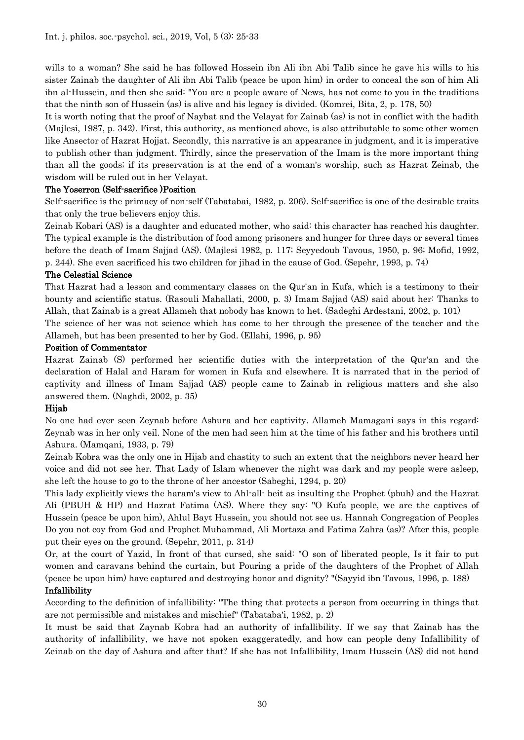wills to a woman? She said he has followed Hossein ibn Ali ibn Abi Talib since he gave his wills to his sister Zainab the daughter of Ali ibn Abi Talib (peace be upon him) in order to conceal the son of him Ali ibn al-Hussein, and then she said: "You are a people aware of News, has not come to you in the traditions that the ninth son of Hussein (as) is alive and his legacy is divided. (Komrei, Bita, 2, p. 178, 50)

It is worth noting that the proof of Naybat and the Velayat for Zainab (as) is not in conflict with the hadith (Majlesi, 1987, p. 342). First, this authority, as mentioned above, is also attributable to some other women like Ansector of Hazrat Hojjat. Secondly, this narrative is an appearance in judgment, and it is imperative to publish other than judgment. Thirdly, since the preservation of the Imam is the more important thing than all the goods; if its preservation is at the end of a woman's worship, such as Hazrat Zeinab, the wisdom will be ruled out in her Velayat.

### The Yoserron (Self-sacrifice )Position

Self-sacrifice is the primacy of non-self (Tabatabai, 1982, p. 206). Self-sacrifice is one of the desirable traits that only the true believers enjoy this.

Zeinab Kobari (AS) is a daughter and educated mother, who said: this character has reached his daughter. The typical example is the distribution of food among prisoners and hunger for three days or several times before the death of Imam Sajjad (AS). (Majlesi 1982, p. 117; Seyyedoub Tavous, 1950, p. 96; Mofid, 1992, p. 244). She even sacrificed his two children for jihad in the cause of God. (Sepehr, 1993, p. 74)

### The Celestial Science

That Hazrat had a lesson and commentary classes on the Qur'an in Kufa, which is a testimony to their bounty and scientific status. (Rasouli Mahallati, 2000, p. 3) Imam Sajjad (AS) said about her: Thanks to Allah, that Zainab is a great Allameh that nobody has known to het. (Sadeghi Ardestani, 2002, p. 101)

The science of her was not science which has come to her through the presence of the teacher and the Allameh, but has been presented to her by God. (Ellahi, 1996, p. 95)

### Position of Commentator

Hazrat Zainab (S) performed her scientific duties with the interpretation of the Qur'an and the declaration of Halal and Haram for women in Kufa and elsewhere. It is narrated that in the period of captivity and illness of Imam Sajjad (AS) people came to Zainab in religious matters and she also answered them. (Naghdi, 2002, p. 35)

### Hijab

No one had ever seen Zeynab before Ashura and her captivity. Allameh Mamagani says in this regard: Zeynab was in her only veil. None of the men had seen him at the time of his father and his brothers until Ashura. (Mamqani, 1933, p. 79)

Zeinab Kobra was the only one in Hijab and chastity to such an extent that the neighbors never heard her voice and did not see her. That Lady of Islam whenever the night was dark and my people were asleep, she left the house to go to the throne of her ancestor (Sabeghi, 1294, p. 20)

This lady explicitly views the haram's view to Ahl-all- beit as insulting the Prophet (pbuh) and the Hazrat Ali (PBUH & HP) and Hazrat Fatima (AS). Where they say: "O Kufa people, we are the captives of Hussein (peace be upon him), Ahlul Bayt Hussein, you should not see us. Hannah Congregation of Peoples Do you not coy from God and Prophet Muhammad, Ali Mortaza and Fatima Zahra (as)? After this, people put their eyes on the ground. (Sepehr, 2011, p. 314)

Or, at the court of Yazid, In front of that cursed, she said: "O son of liberated people, Is it fair to put women and caravans behind the curtain, but Pouring a pride of the daughters of the Prophet of Allah (peace be upon him) have captured and destroying honor and dignity? "(Sayyid ibn Tavous, 1996, p. 188)

### Infallibility

According to the definition of infallibility: "The thing that protects a person from occurring in things that are not permissible and mistakes and mischief" (Tabataba'i, 1982, p. 2)

It must be said that Zaynab Kobra had an authority of infallibility. If we say that Zainab has the authority of infallibility, we have not spoken exaggeratedly, and how can people deny Infallibility of Zeinab on the day of Ashura and after that? If she has not Infallibility, Imam Hussein (AS) did not hand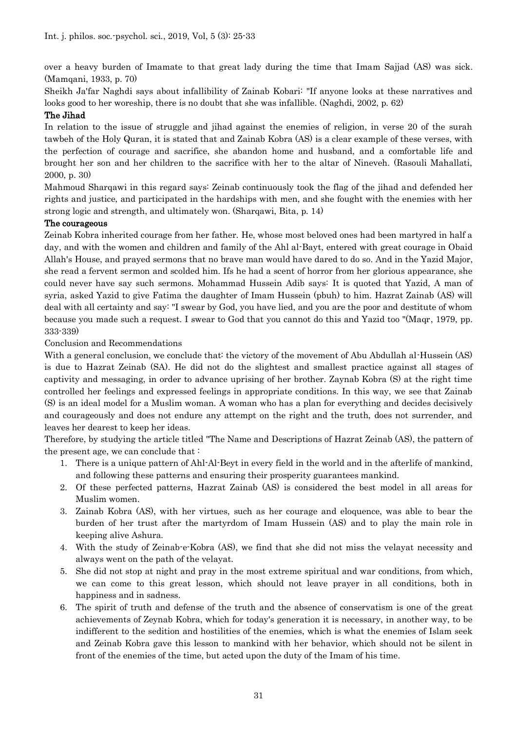over a heavy burden of Imamate to that great lady during the time that Imam Sajjad (AS) was sick. (Mamqani, 1933, p. 70)

Sheikh Ja'far Naghdi says about infallibility of Zainab Kobari: "If anyone looks at these narratives and looks good to her woreship, there is no doubt that she was infallible. (Naghdi, 2002, p. 62)

### The Jihad

In relation to the issue of struggle and jihad against the enemies of religion, in verse 20 of the surah tawbeh of the Holy Quran, it is stated that and Zainab Kobra (AS) is a clear example of these verses, with the perfection of courage and sacrifice, she abandon home and husband, and a comfortable life and brought her son and her children to the sacrifice with her to the altar of Nineveh. (Rasouli Mahallati, 2000, p. 30)

Mahmoud Sharqawi in this regard says: Zeinab continuously took the flag of the jihad and defended her rights and justice, and participated in the hardships with men, and she fought with the enemies with her strong logic and strength, and ultimately won. (Sharqawi, Bita, p. 14)

### The courageous

Zeinab Kobra inherited courage from her father. He, whose most beloved ones had been martyred in half a day, and with the women and children and family of the Ahl al-Bayt, entered with great courage in Obaid Allah's House, and prayed sermons that no brave man would have dared to do so. And in the Yazid Major, she read a fervent sermon and scolded him. Ifs he had a scent of horror from her glorious appearance, she could never have say such sermons. Mohammad Hussein Adib says: It is quoted that Yazid, A man of syria, asked Yazid to give Fatima the daughter of Imam Hussein (pbuh) to him. Hazrat Zainab (AS) will deal with all certainty and say: "I swear by God, you have lied, and you are the poor and destitute of whom because you made such a request. I swear to God that you cannot do this and Yazid too "(Maqr, 1979, pp. 333-339)

Conclusion and Recommendations

With a general conclusion, we conclude that: the victory of the movement of Abu Abdullah al-Hussein (AS) is due to Hazrat Zeinab (SA). He did not do the slightest and smallest practice against all stages of captivity and messaging, in order to advance uprising of her brother. Zaynab Kobra (S) at the right time controlled her feelings and expressed feelings in appropriate conditions. In this way, we see that Zainab (S) is an ideal model for a Muslim woman. A woman who has a plan for everything and decides decisively and courageously and does not endure any attempt on the right and the truth, does not surrender, and leaves her dearest to keep her ideas.

Therefore, by studying the article titled "The Name and Descriptions of Hazrat Zeinab (AS), the pattern of the present age, we can conclude that :

1. There is a unique pattern of Ahl-Al-Beyt in every field in the world and in the afterlife of mankind, and following these patterns and ensuring their prosperity guarantees mankind.
2. Of these perfected patterns, Hazrat Zainab (AS) is considered the best model in all areas for Muslim women.
3. Zainab Kobra (AS), with her virtues, such as her courage and eloquence, was able to bear the burden of her trust after the martyrdom of Imam Hussein (AS) and to play the main role in keeping alive Ashura.
4. With the study of Zeinab-e-Kobra (AS), we find that she did not miss the velayat necessity and always went on the path of the velayat.
5. She did not stop at night and pray in the most extreme spiritual and war conditions, from which, we can come to this great lesson, which should not leave prayer in all conditions, both in happiness and in sadness.
6. The spirit of truth and defense of the truth and the absence of conservatism is one of the great achievements of Zeynab Kobra, which for today's generation it is necessary, in another way, to be indifferent to the sedition and hostilities of the enemies, which is what the enemies of Islam seek and Zeinab Kobra gave this lesson to mankind with her behavior, which should not be silent in front of the enemies of the time, but acted upon the duty of the Imam of his time.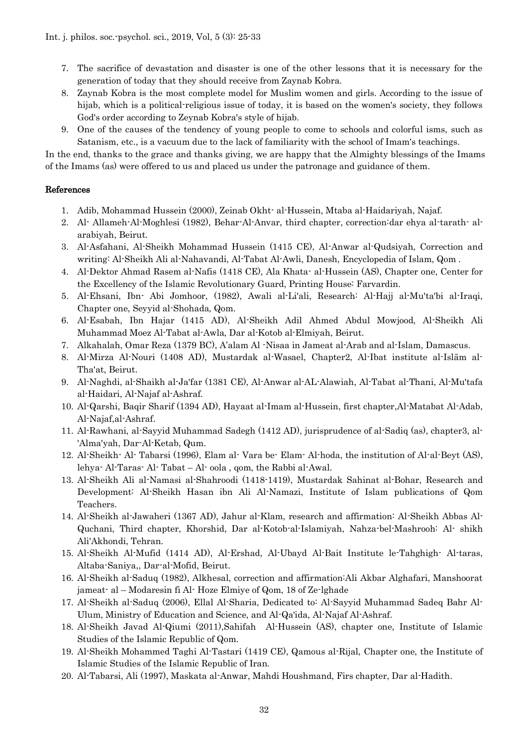7. The sacrifice of devastation and disaster is one of the other lessons that it is necessary for the generation of today that they should receive from Zaynab Kobra.
8. Zaynab Kobra is the most complete model for Muslim women and girls. According to the issue of hijab, which is a political-religious issue of today, it is based on the women's society, they follows God's order according to Zeynab Kobra's style of hijab.
9. One of the causes of the tendency of young people to come to schools and colorful isms, such as Satanism, etc., is a vacuum due to the lack of familiarity with the school of Imam's teachings.

In the end, thanks to the grace and thanks giving, we are happy that the Almighty blessings of the Imams of the Imams (as) were offered to us and placed us under the patronage and guidance of them.

## References

1. Adib, Mohammad Hussein (2000), Zeinab Okht- al-Hussein, Mtaba al-Haidariyah, Najaf.
2. Al- Allameh-Al-Moghlesi (1982), Behar-Al-Anvar, third chapter, correction:dar ehya al-tarath- al-arabiyah, Beirut.
3. Al-Asfahani, Al-Sheikh Mohammad Hussein (1415 CE), Al-Anwar al-Qudsiyah, Correction and writing: Al-Sheikh Ali al-Nahavandi, Al-Tabat Al-Awli, Danesh, Encyclopedia of Islam, Qom .
4. Al-Dektor Ahmad Rasem al-Nafis (1418 CE), Ala Khata- al-Hussein (AS), Chapter one, Center for the Excellency of the Islamic Revolutionary Guard, Printing House: Farvardin.
5. Al-Ehsani, Ibn- Abi Jomhoor, (1982), Awali al-Li'ali, Research: Al-Hajj al-Mu'ta'bi al-Iraqi, Chapter one, Seyyid al-Shohada, Qom.
6. Al-Esabah, Ibn Hajar (1415 AD), Al-Sheikh Adil Ahmed Abdul Mowjood, Al-Sheikh Ali Muhammad Moez Al-Tabat al-Awla, Dar al-Kotob al-Elmiyah, Beirut.
7. Alkahalah, Omar Reza (1379 BC), A'alam Al -Nisaa in Jameat al-Arab and al-Islam, Damascus.
8. Al-Mirza Al-Nouri (1408 AD), Mustardak al-Wasael, Chapter2, Al-Ibat institute al-Islām al-Tha'at, Beirut.
9. Al-Naghdi, al-Shaikh al-Ja'far (1381 CE), Al-Anwar al-AL-Alawiah, Al-Tabat al-Thani, Al-Mu'tafa al-Haidari, Al-Najaf al-Ashraf.
10. Al-Qarshi, Baqir Sharif (1394 AD), Hayaat al-Imam al-Hussein, first chapter,Al-Matabat Al-Adab, Al-Najaf,al-Ashraf.
11. Al-Rawhani, al-Sayyid Muhammad Sadegh (1412 AD), jurisprudence of al-Sadiq (as), chapter3, al-'Alma'yah, Dar-Al-Ketab, Qum.
12. Al-Sheikh- Al- Tabarsi (1996), Elam al- Vara be- Elam- Al-hoda, the institution of Al-al-Beyt (AS), lehya- Al-Taras- Al- Tabat – Al- oola , qom, the Rabbi al-Awal.
13. Al-Sheikh Ali al-Namasi al-Shahroodi (1418-1419), Mustardak Sahinat al-Bohar, Research and Development: Al-Sheikh Hasan ibn Ali Al-Namazi, Institute of Islam publications of Qom Teachers.
14. Al-Sheikh al-Jawaheri (1367 AD), Jahur al-Klam, research and affirmation: Al-Sheikh Abbas Al-Quchani, Third chapter, Khorshid, Dar al-Kotob-al-Islamiyah, Nahza-bel-Mashrooh: Al- shikh Ali'Akhondi, Tehran.
15. Al-Sheikh Al-Mufid (1414 AD), Al-Ershad, Al-Ubayd Al-Bait Institute le-Tahghigh- Al-taras, Altaba-Saniya,, Dar-al-Mofid, Beirut.
16. Al-Sheikh al-Saduq (1982), Alkhesal, correction and affirmation:Ali Akbar Alghafari, Manshoorat jameat- al – Modaresin fi Al- Hoze Elmiye of Qom, 18 of Ze-lghade
17. Al-Sheikh al-Saduq (2006), Ellal Al-Sharia, Dedicated to: Al-Sayyid Muhammad Sadeq Bahr Al-Ulum, Ministry of Education and Science, and Al-Qa'ida, Al-Najaf Al-Ashraf.
18. Al-Sheikh Javad Al-Qiumi (2011),Sahifah Al-Hussein (AS), chapter one, Institute of Islamic Studies of the Islamic Republic of Qom.
19. Al-Sheikh Mohammed Taghi Al-Tastari (1419 CE), Qamous al-Rijal, Chapter one, the Institute of Islamic Studies of the Islamic Republic of Iran.
20. Al-Tabarsi, Ali (1997), Maskata al-Anwar, Mahdi Houshmand, Firs chapter, Dar al-Hadith.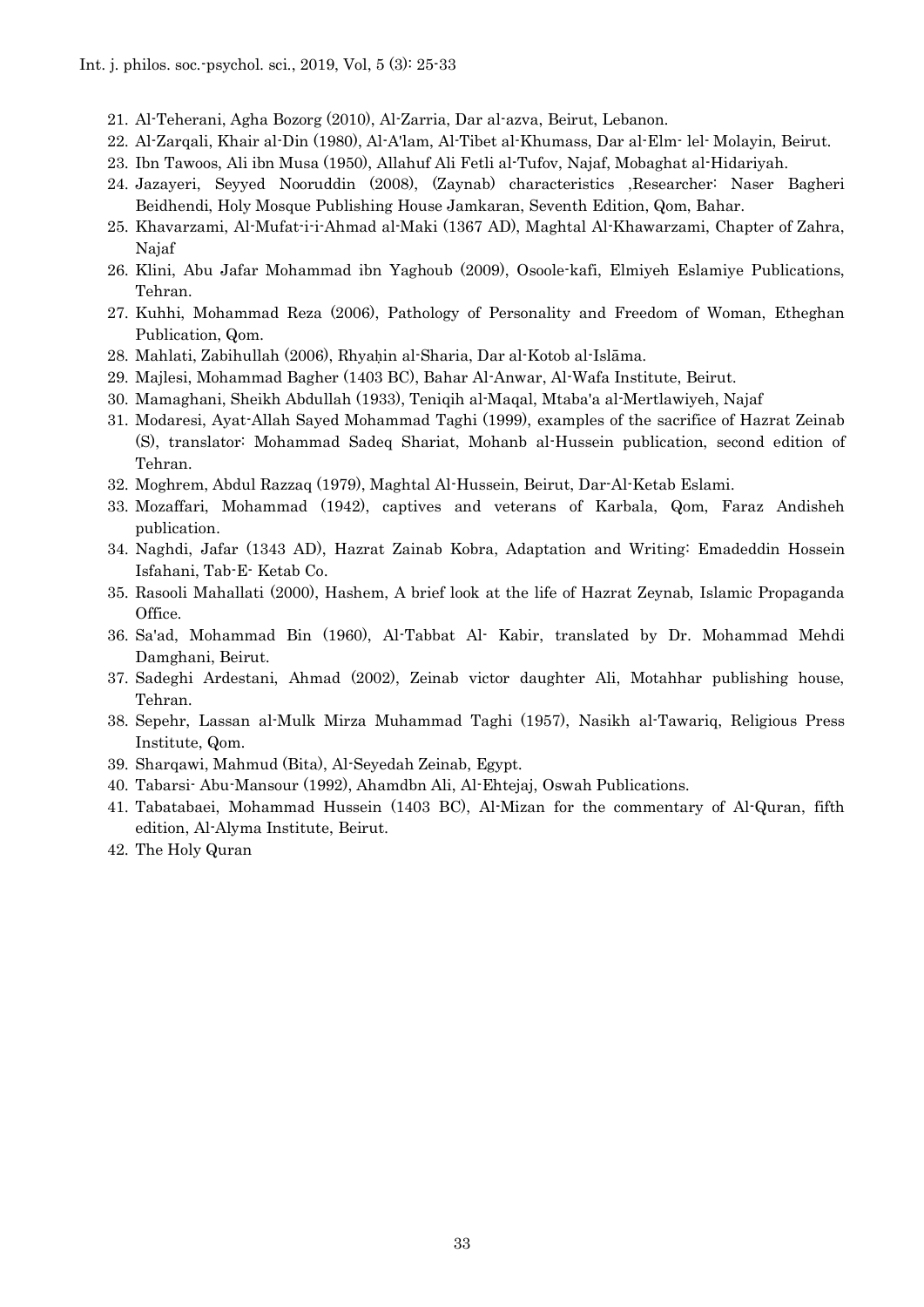21. Al-Teherani, Agha Bozorg (2010), Al-Zarria, Dar al-azva, Beirut, Lebanon.
22. Al-Zarqali, Khair al-Din (1980), Al-A'lam, Al-Tibet al-Khumass, Dar al-Elm- lel- Molayin, Beirut.
23. Ibn Tawoos, Ali ibn Musa (1950), Allahuf Ali Fetli al-Tufov, Najaf, Mobaghat al-Hidariyah.
24. Jazayeri, Seyyed Nooruddin (2008), (Zaynab) characteristics ,Researcher: Naser Bagheri Beidhendi, Holy Mosque Publishing House Jamkaran, Seventh Edition, Qom, Bahar.
25. Khavarzami, Al-Mufat-i-i-Ahmad al-Maki (1367 AD), Maghtal Al-Khawarzami, Chapter of Zahra, Najaf
26. Klini, Abu Jafar Mohammad ibn Yaghoub (2009), Osoole-kafi, Elmiyeh Eslamiye Publications, Tehran.
27. Kuhhi, Mohammad Reza (2006), Pathology of Personality and Freedom of Woman, Etheghan Publication, Qom.
28. Mahlati, Zabihullah (2006), Rhyaḥin al-Sharia, Dar al-Kotob al-Islāma.
29. Majlesi, Mohammad Bagher (1403 BC), Bahar Al-Anwar, Al-Wafa Institute, Beirut.
30. Mamaghani, Sheikh Abdullah (1933), Teniqih al-Maqal, Mtaba'a al-Mertlawiyeh, Najaf
31. Modaresi, Ayat-Allah Sayed Mohammad Taghi (1999), examples of the sacrifice of Hazrat Zeinab (S), translator: Mohammad Sadeq Shariat, Mohanb al-Hussein publication, second edition of Tehran.
32. Moghrem, Abdul Razzaq (1979), Maghtal Al-Hussein, Beirut, Dar-Al-Ketab Eslami.
33. Mozaffari, Mohammad (1942), captives and veterans of Karbala, Qom, Faraz Andisheh publication.
34. Naghdi, Jafar (1343 AD), Hazrat Zainab Kobra, Adaptation and Writing: Emadeddin Hossein Isfahani, Tab-E- Ketab Co.
35. Rasooli Mahallati (2000), Hashem, A brief look at the life of Hazrat Zeynab, Islamic Propaganda Office.
36. Sa'ad, Mohammad Bin (1960), Al-Tabbat Al- Kabir, translated by Dr. Mohammad Mehdi Damghani, Beirut.
37. Sadeghi Ardestani, Ahmad (2002), Zeinab victor daughter Ali, Motahhar publishing house, Tehran.
38. Sepehr, Lassan al-Mulk Mirza Muhammad Taghi (1957), Nasikh al-Tawariq, Religious Press Institute, Qom.
39. Sharqawi, Mahmud (Bita), Al-Seyedah Zeinab, Egypt.
40. Tabarsi- Abu-Mansour (1992), Ahamdbn Ali, Al-Ehtejaj, Oswah Publications.
41. Tabatabaei, Mohammad Hussein (1403 BC), Al-Mizan for the commentary of Al-Quran, fifth edition, Al-Alyma Institute, Beirut.
42. The Holy Quran